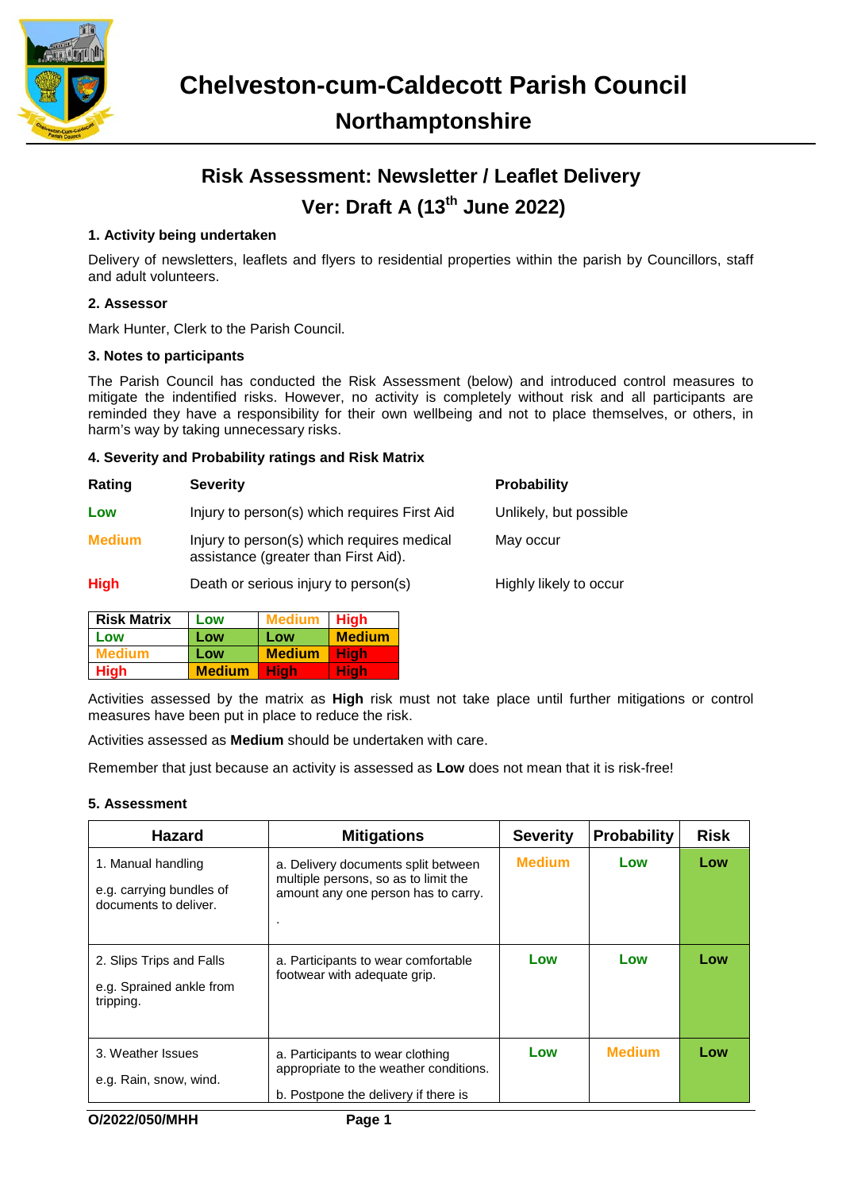# Chelveston-cum-Caldecott Parish Council

## Northamptonshire

## Risk Assessment: Newsletter / Leaflet Delivery

## Ver: Draft A (13th June 2022)

### 1. Activity being undertaken

Delivery of newsletters, leaflets and flyers to residential properties within the parish by Councillors, staff and adult volunteers.

### 2. Assessor

Mark Hunter, Clerk to the Parish Council.

### 3. Notes to participants

The Parish Council has conducted the Risk Assessment (below) and introduced control measures to mitigate the indentified risks. However, no activity is completely without risk and all participants are reminded they have a responsibility for their own wellbeing and not to place themselves, or others, in harm's way by taking unnecessary risks.

### 4. Severity and Probability ratings and Risk Matrix

| Rating | Severity | Probability |
|---|---|---|
| Low | Injury to person(s) which requires First Aid | Unlikely, but possible |
| Medium | Injury to person(s) which requires medical assistance (greater than First Aid). | May occur |
| High | Death or serious injury to person(s) | Highly likely to occur |

| Risk Matrix | Low | Medium | High |
|---|---|---|---|
| Low | Low | Low | Medium |
| Medium | Low | Medium | High |
| High | Medium | High | High |

Activities assessed by the matrix as **High** risk must not take place until further mitigations or control measures have been put in place to reduce the risk.

Activities assessed as **Medium** should be undertaken with care.

Remember that just because an activity is assessed as **Low** does not mean that it is risk-free!

### 5. Assessment

| Hazard | Mitigations | Severity | Probability | Risk |
|---|---|---|---|---|
| 1. Manual handling<br><br>e.g. carrying bundles of documents to deliver. | a. Delivery documents split between multiple persons, so as to limit the amount any one person has to carry.<br><br>. | Medium | Low | Low |
| 2. Slips Trips and Falls<br><br>e.g. Sprained ankle from tripping. | a. Participants to wear comfortable footwear with adequate grip. | Low | Low | Low |
| 3. Weather Issues<br><br>e.g. Rain, snow, wind. | a. Participants to wear clothing appropriate to the weather conditions.<br><br>b. Postpone the delivery if there is | Low | Medium | Low |

O/2022/050/MHH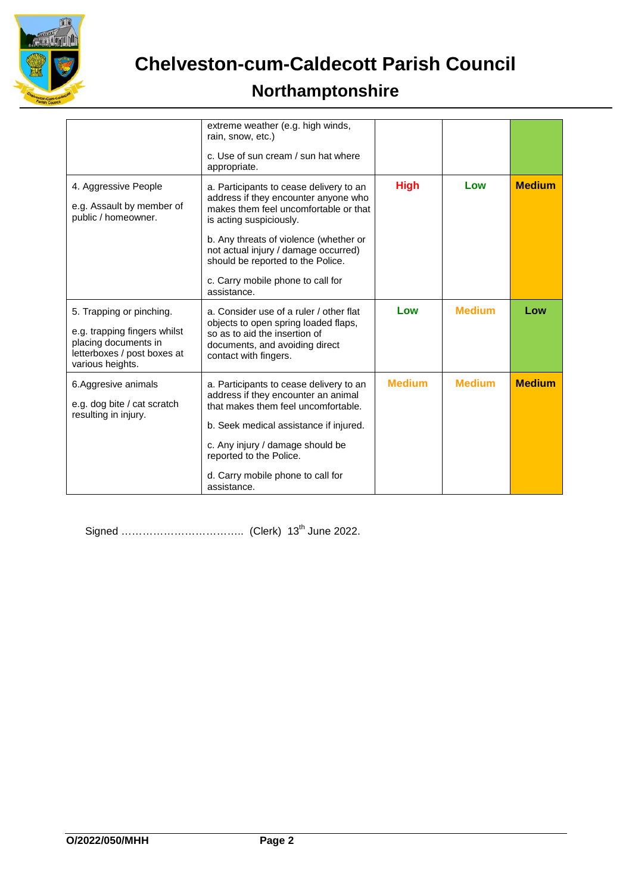# Chelveston-cum-Caldecott Parish Council

## Northamptonshire

| | | | | |
|---|---|---|---|---|
| | extreme weather (e.g. high winds, rain, snow, etc.)<br><br>c. Use of sun cream / sun hat where appropriate. | | | |
| 4. Aggressive People<br><br>e.g. Assault by member of public / homeowner. | a. Participants to cease delivery to an address if they encounter anyone who makes them feel uncomfortable or that is acting suspiciously.<br><br>b. Any threats of violence (whether or not actual injury / damage occurred) should be reported to the Police.<br><br>c. Carry mobile phone to call for assistance. | **High** | **Low** | **Medium** |
| 5. Trapping or pinching.<br><br>e.g. trapping fingers whilst placing documents in letterboxes / post boxes at various heights. | a. Consider use of a ruler / other flat objects to open spring loaded flaps, so as to aid the insertion of documents, and avoiding direct contact with fingers. | **Low** | **Medium** | **Low** |
| 6.Aggresive animals<br><br>e.g. dog bite / cat scratch resulting in injury. | a. Participants to cease delivery to an address if they encounter an animal that makes them feel uncomfortable.<br><br>b. Seek medical assistance if injured.<br><br>c. Any injury / damage should be reported to the Police.<br><br>d. Carry mobile phone to call for assistance. | **Medium** | **Medium** | **Medium** |

Signed …………………………….. (Clerk) 13th June 2022.

**O/2022/050/MHH**